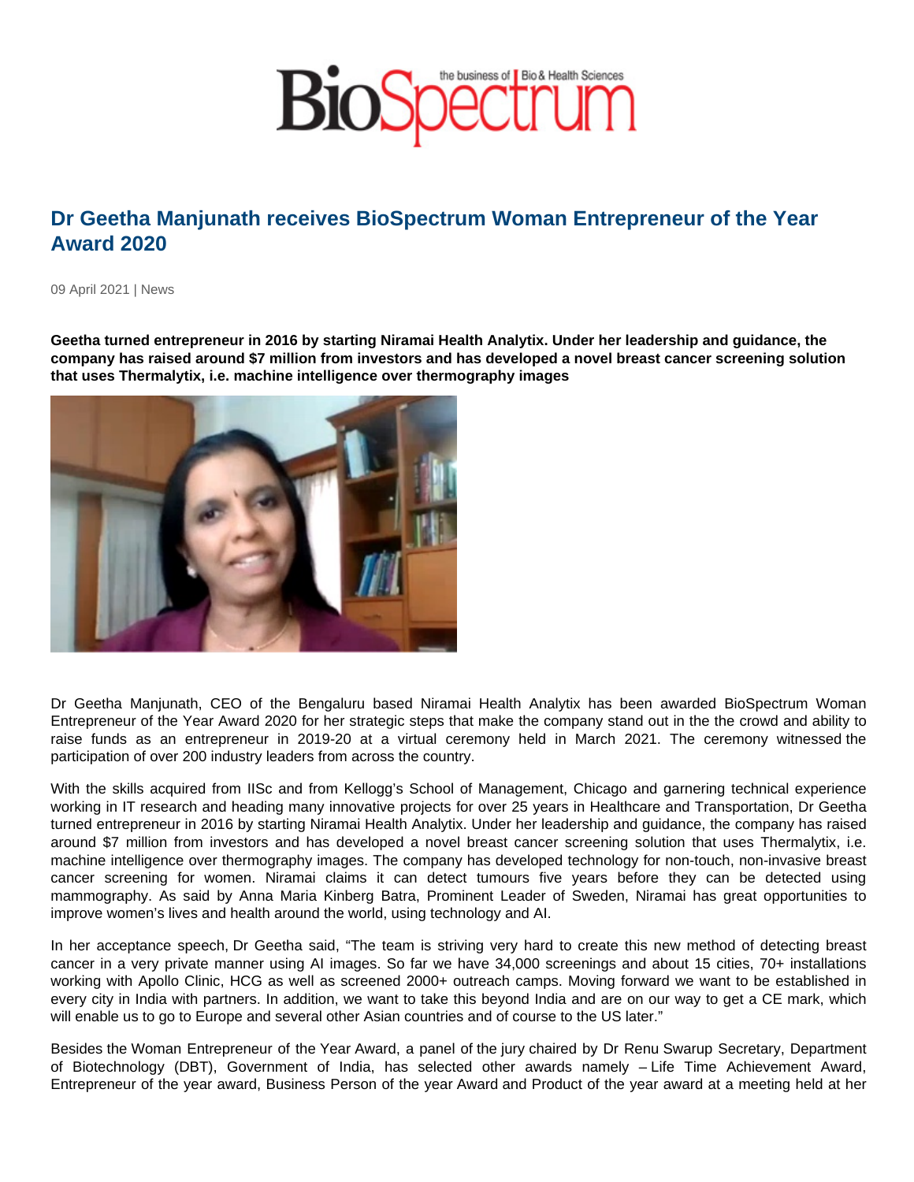# Dr Geetha Manjunath receives BioSpectrum Woman Entrepreneur of the Year Award 2020

09 April 2021 | News

**Geetha turned entrepreneur in 2016 by starting Niramai Health Analytix. Under her leadership and guidance, the company has raised around $7 million from investors and has developed a novel breast cancer screening solution that uses Thermalytix, i.e. machine intelligence over thermography images**

Dr Geetha Manjunath, CEO of the Bengaluru based Niramai Health Analytix has been awarded BioSpectrum Woman Entrepreneur of the Year Award 2020 for her strategic steps that make the company stand out in the the crowd and ability to raise funds as an entrepreneur in 2019-20 at a virtual ceremony held in March 2021. The ceremony witnessed the participation of over 200 industry leaders from across the country.

With the skills acquired from IISc and from Kellogg's School of Management, Chicago and garnering technical experience working in IT research and heading many innovative projects for over 25 years in Healthcare and Transportation, Dr Geetha turned entrepreneur in 2016 by starting Niramai Health Analytix. Under her leadership and guidance, the company has raised around $7 million from investors and has developed a novel breast cancer screening solution that uses Thermalytix, i.e. machine intelligence over thermography images. The company has developed technology for non-touch, non-invasive breast cancer screening for women. Niramai claims it can detect tumours five years before they can be detected using mammography. As said by Anna Maria Kinberg Batra, Prominent Leader of Sweden, Niramai has great opportunities to improve women's lives and health around the world, using technology and AI.

In her acceptance speech, Dr Geetha said, "The team is striving very hard to create this new method of detecting breast cancer in a very private manner using AI images. So far we have 34,000 screenings and about 15 cities, 70+ installations working with Apollo Clinic, HCG as well as screened 2000+ outreach camps. Moving forward we want to be established in every city in India with partners. In addition, we want to take this beyond India and are on our way to get a CE mark, which will enable us to go to Europe and several other Asian countries and of course to the US later."

Besides the Woman Entrepreneur of the Year Award, a panel of the jury chaired by Dr Renu Swarup Secretary, Department of Biotechnology (DBT), Government of India, has selected other awards namely – Life Time Achievement Award, Entrepreneur of the year award, Business Person of the year Award and Product of the year award at a meeting held at her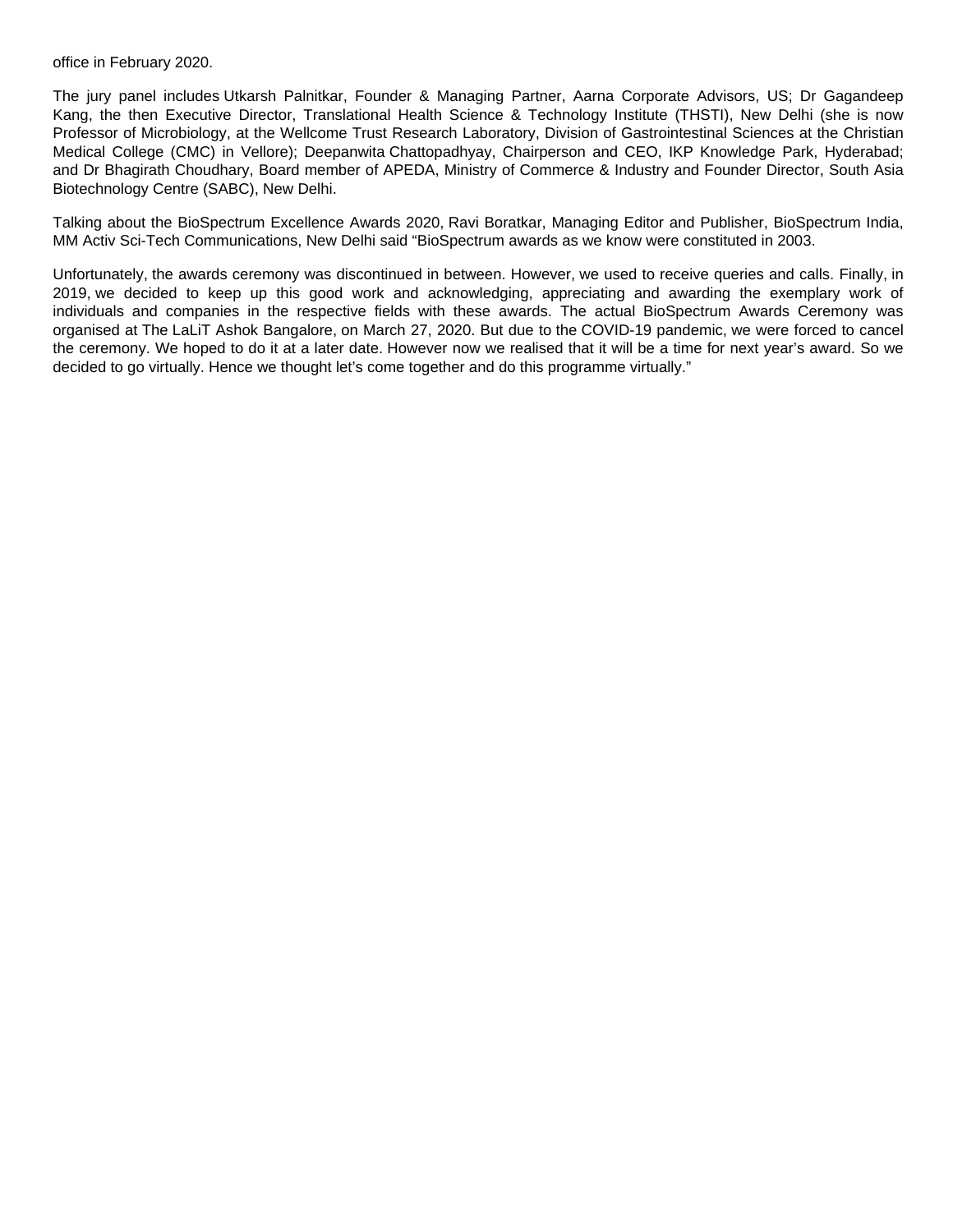office in February 2020.

The jury panel includes Utkarsh Palnitkar, Founder & Managing Partner, Aarna Corporate Advisors, US; Dr Gagandeep Kang, the then Executive Director, Translational Health Science & Technology Institute (THSTI), New Delhi (she is now Professor of Microbiology, at the Wellcome Trust Research Laboratory, Division of Gastrointestinal Sciences at the Christian Medical College (CMC) in Vellore); Deepanwita Chattopadhyay, Chairperson and CEO, IKP Knowledge Park, Hyderabad; and Dr Bhagirath Choudhary, Board member of APEDA, Ministry of Commerce & Industry and Founder Director, South Asia Biotechnology Centre (SABC), New Delhi.

Talking about the BioSpectrum Excellence Awards 2020, Ravi Boratkar, Managing Editor and Publisher, BioSpectrum India, MM Activ Sci-Tech Communications, New Delhi said "BioSpectrum awards as we know were constituted in 2003.

Unfortunately, the awards ceremony was discontinued in between. However, we used to receive queries and calls. Finally, in 2019, we decided to keep up this good work and acknowledging, appreciating and awarding the exemplary work of individuals and companies in the respective fields with these awards. The actual BioSpectrum Awards Ceremony was organised at The LaLiT Ashok Bangalore, on March 27, 2020. But due to the COVID-19 pandemic, we were forced to cancel the ceremony. We hoped to do it at a later date. However now we realised that it will be a time for next year's award. So we decided to go virtually. Hence we thought let's come together and do this programme virtually."